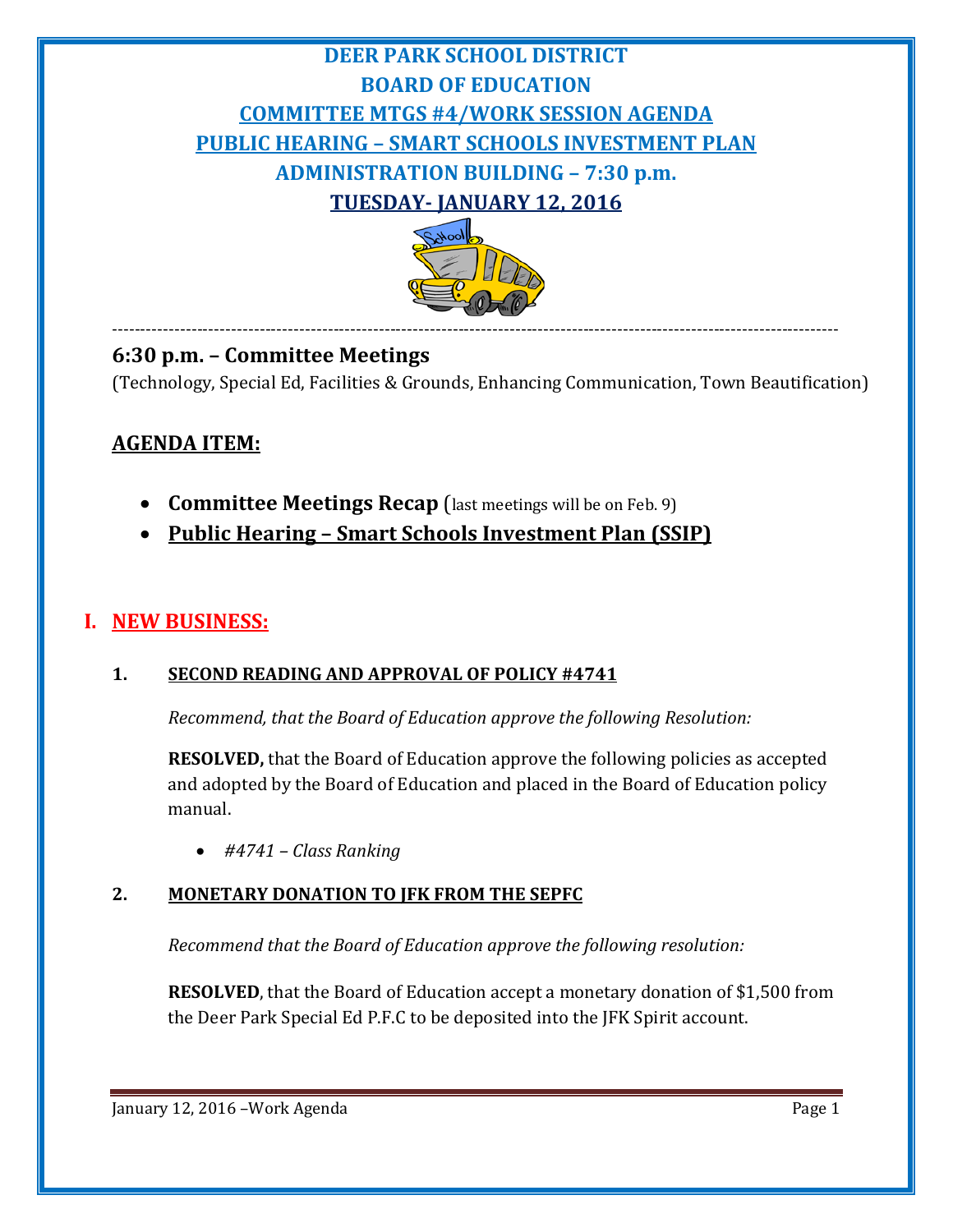# DEER PARK SCHOOL DISTRICT
# BOARD OF EDUCATION
## COMMITTEE MTGS #4/WORK SESSION AGENDA
## PUBLIC HEARING – SMART SCHOOLS INVESTMENT PLAN
## ADMINISTRATION BUILDING – 7:30 p.m.
## TUESDAY- JANUARY 12, 2016

---

### 6:30 p.m. – Committee Meetings

(Technology, Special Ed, Facilities & Grounds, Enhancing Communication, Town Beautification)

## AGENDA ITEM:

- **Committee Meetings Recap** (last meetings will be on Feb. 9)
- **Public Hearing – Smart Schools Investment Plan (SSIP)**

## I. NEW BUSINESS:

### 1. SECOND READING AND APPROVAL OF POLICY #4741

*Recommend, that the Board of Education approve the following Resolution:*

**RESOLVED,** that the Board of Education approve the following policies as accepted and adopted by the Board of Education and placed in the Board of Education policy manual.

- *#4741 – Class Ranking*

### 2. MONETARY DONATION TO JFK FROM THE SEPFC

*Recommend that the Board of Education approve the following resolution:*

**RESOLVED**, that the Board of Education accept a monetary donation of $1,500 from the Deer Park Special Ed P.F.C to be deposited into the JFK Spirit account.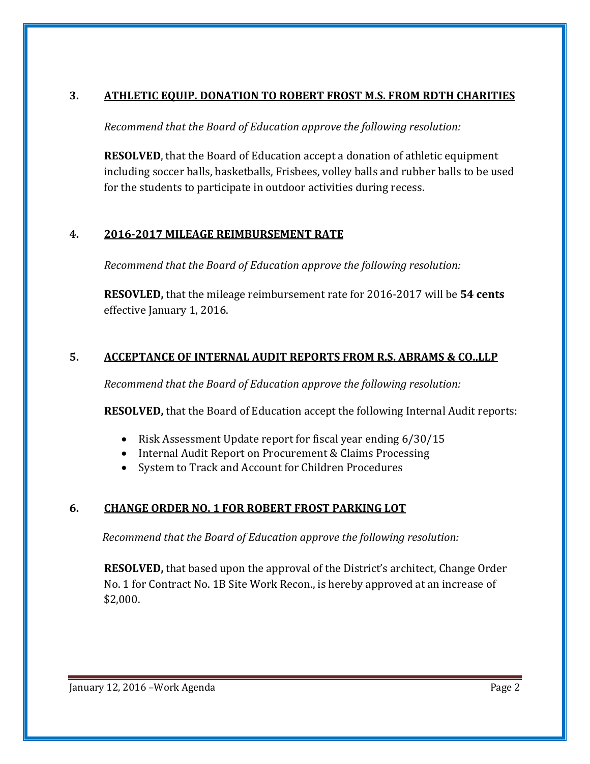### 3. **ATHLETIC EQUIP. DONATION TO ROBERT FROST M.S. FROM RDTH CHARITIES**

*Recommend that the Board of Education approve the following resolution:*

**RESOLVED**, that the Board of Education accept a donation of athletic equipment including soccer balls, basketballs, Frisbees, volley balls and rubber balls to be used for the students to participate in outdoor activities during recess.

### 4. **2016-2017 MILEAGE REIMBURSEMENT RATE**

*Recommend that the Board of Education approve the following resolution:*

**RESOVLED,** that the mileage reimbursement rate for 2016-2017 will be **54 cents** effective January 1, 2016.

### 5. **ACCEPTANCE OF INTERNAL AUDIT REPORTS FROM R.S. ABRAMS & CO.,LLP**

*Recommend that the Board of Education approve the following resolution:*

**RESOLVED,** that the Board of Education accept the following Internal Audit reports:

- Risk Assessment Update report for fiscal year ending 6/30/15
- Internal Audit Report on Procurement & Claims Processing
- System to Track and Account for Children Procedures

### 6. **CHANGE ORDER NO. 1 FOR ROBERT FROST PARKING LOT**

*Recommend that the Board of Education approve the following resolution:*

**RESOLVED,** that based upon the approval of the District's architect, Change Order No. 1 for Contract No. 1B Site Work Recon., is hereby approved at an increase of $2,000.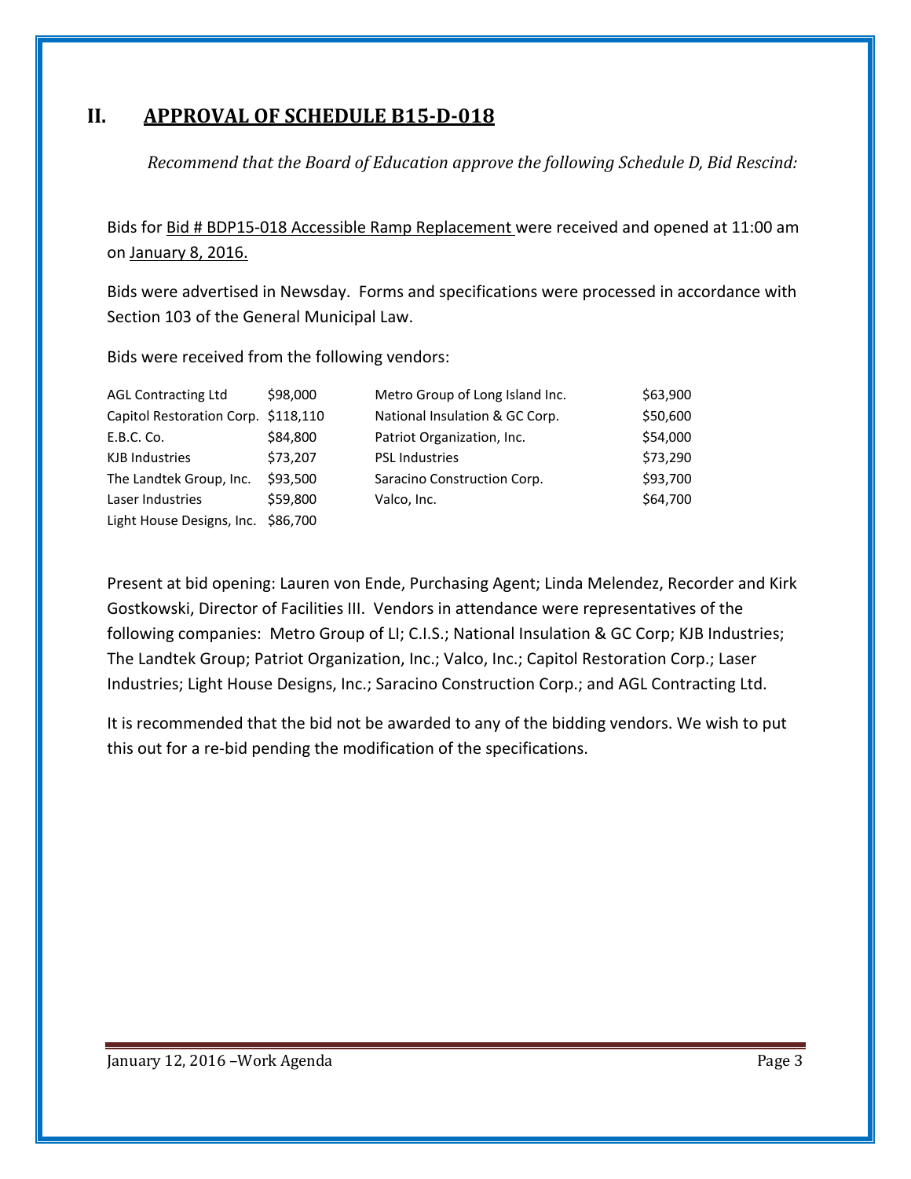## II. APPROVAL OF SCHEDULE B15-D-018

*Recommend that the Board of Education approve the following Schedule D, Bid Rescind:*

Bids for Bid # BDP15-018 Accessible Ramp Replacement were received and opened at 11:00 am on January 8, 2016.

Bids were advertised in Newsday. Forms and specifications were processed in accordance with Section 103 of the General Municipal Law.

Bids were received from the following vendors:

| | | | |
|---|---|---|---|
| AGL Contracting Ltd | $98,000 | Metro Group of Long Island Inc. | $63,900 |
| Capitol Restoration Corp. | $118,110 | National Insulation & GC Corp. | $50,600 |
| E.B.C. Co. | $84,800 | Patriot Organization, Inc. | $54,000 |
| KJB Industries | $73,207 | PSL Industries | $73,290 |
| The Landtek Group, Inc. | $93,500 | Saracino Construction Corp. | $93,700 |
| Laser Industries | $59,800 | Valco, Inc. | $64,700 |
| Light House Designs, Inc. | $86,700 | | |

Present at bid opening: Lauren von Ende, Purchasing Agent; Linda Melendez, Recorder and Kirk Gostkowski, Director of Facilities III. Vendors in attendance were representatives of the following companies: Metro Group of LI; C.I.S.; National Insulation & GC Corp; KJB Industries; The Landtek Group; Patriot Organization, Inc.; Valco, Inc.; Capitol Restoration Corp.; Laser Industries; Light House Designs, Inc.; Saracino Construction Corp.; and AGL Contracting Ltd.

It is recommended that the bid not be awarded to any of the bidding vendors. We wish to put this out for a re-bid pending the modification of the specifications.